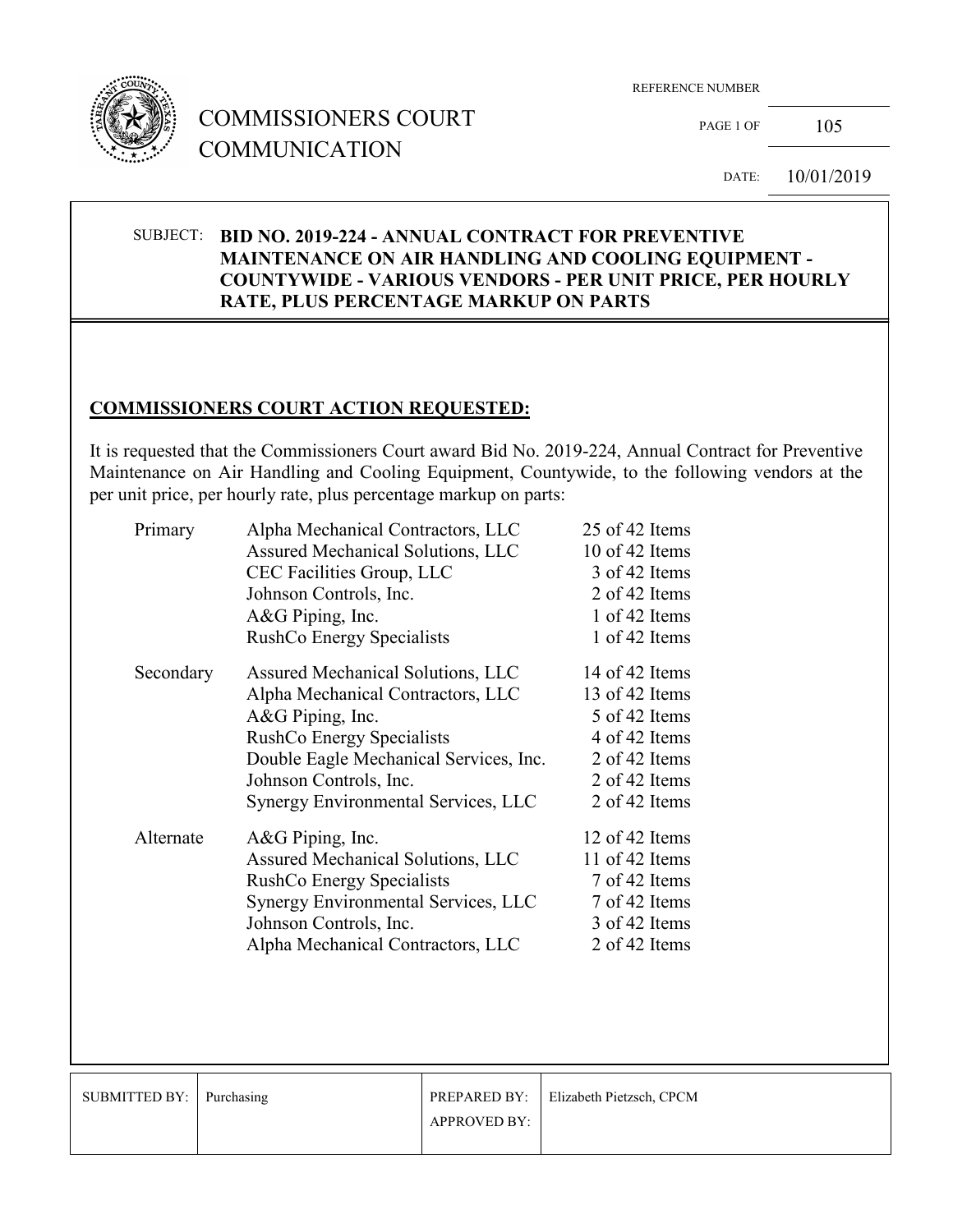# COMMISSIONERS COURT COMMUNICATION

REFERENCE NUMBER: 105

DATE: 10/01/2019

**SUBJECT: BID NO. 2019-224 - ANNUAL CONTRACT FOR PREVENTIVE MAINTENANCE ON AIR HANDLING AND COOLING EQUIPMENT - COUNTYWIDE - VARIOUS VENDORS - PER UNIT PRICE, PER HOURLY RATE, PLUS PERCENTAGE MARKUP ON PARTS**

## COMMISSIONERS COURT ACTION REQUESTED:

It is requested that the Commissioners Court award Bid No. 2019-224, Annual Contract for Preventive Maintenance on Air Handling and Cooling Equipment, Countywide, to the following vendors at the per unit price, per hourly rate, plus percentage markup on parts:

| | | |
|---|---|---|
| Primary | Alpha Mechanical Contractors, LLC | 25 of 42 Items |
| | Assured Mechanical Solutions, LLC | 10 of 42 Items |
| | CEC Facilities Group, LLC | 3 of 42 Items |
| | Johnson Controls, Inc. | 2 of 42 Items |
| | A&G Piping, Inc. | 1 of 42 Items |
| | RushCo Energy Specialists | 1 of 42 Items |
| Secondary | Assured Mechanical Solutions, LLC | 14 of 42 Items |
| | Alpha Mechanical Contractors, LLC | 13 of 42 Items |
| | A&G Piping, Inc. | 5 of 42 Items |
| | RushCo Energy Specialists | 4 of 42 Items |
| | Double Eagle Mechanical Services, Inc. | 2 of 42 Items |
| | Johnson Controls, Inc. | 2 of 42 Items |
| | Synergy Environmental Services, LLC | 2 of 42 Items |
| Alternate | A&G Piping, Inc. | 12 of 42 Items |
| | Assured Mechanical Solutions, LLC | 11 of 42 Items |
| | RushCo Energy Specialists | 7 of 42 Items |
| | Synergy Environmental Services, LLC | 7 of 42 Items |
| | Johnson Controls, Inc. | 3 of 42 Items |
| | Alpha Mechanical Contractors, LLC | 2 of 42 Items |

| SUBMITTED BY: | Purchasing | PREPARED BY: | Elizabeth Pietzsch, CPCM |
|---|---|---|---|
| | | APPROVED BY: | |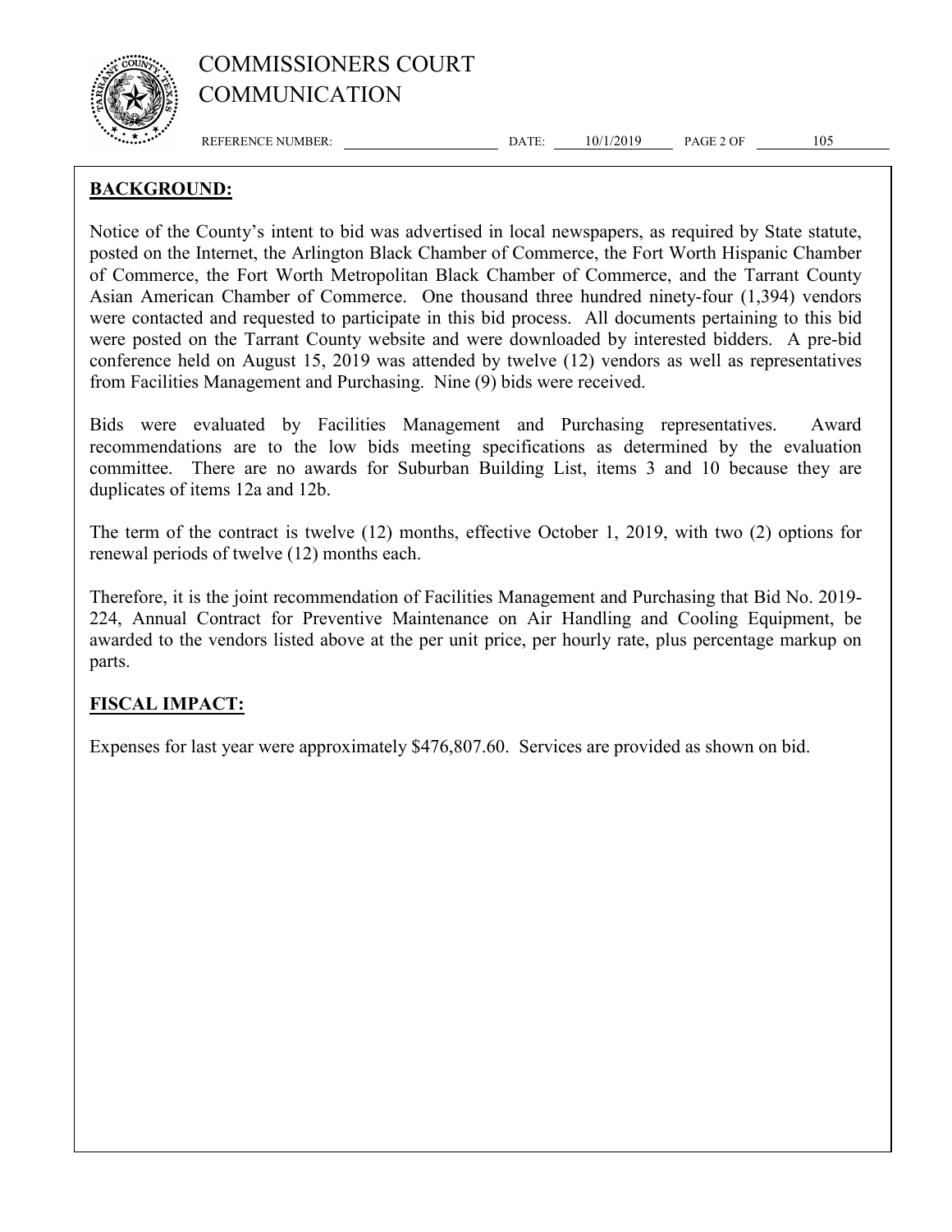## BACKGROUND:

Notice of the County's intent to bid was advertised in local newspapers, as required by State statute, posted on the Internet, the Arlington Black Chamber of Commerce, the Fort Worth Hispanic Chamber of Commerce, the Fort Worth Metropolitan Black Chamber of Commerce, and the Tarrant County Asian American Chamber of Commerce. One thousand three hundred ninety-four (1,394) vendors were contacted and requested to participate in this bid process. All documents pertaining to this bid were posted on the Tarrant County website and were downloaded by interested bidders. A pre-bid conference held on August 15, 2019 was attended by twelve (12) vendors as well as representatives from Facilities Management and Purchasing. Nine (9) bids were received.

Bids were evaluated by Facilities Management and Purchasing representatives. Award recommendations are to the low bids meeting specifications as determined by the evaluation committee. There are no awards for Suburban Building List, items 3 and 10 because they are duplicates of items 12a and 12b.

The term of the contract is twelve (12) months, effective October 1, 2019, with two (2) options for renewal periods of twelve (12) months each.

Therefore, it is the joint recommendation of Facilities Management and Purchasing that Bid No. 2019-224, Annual Contract for Preventive Maintenance on Air Handling and Cooling Equipment, be awarded to the vendors listed above at the per unit price, per hourly rate, plus percentage markup on parts.

## FISCAL IMPACT:

Expenses for last year were approximately $476,807.60. Services are provided as shown on bid.